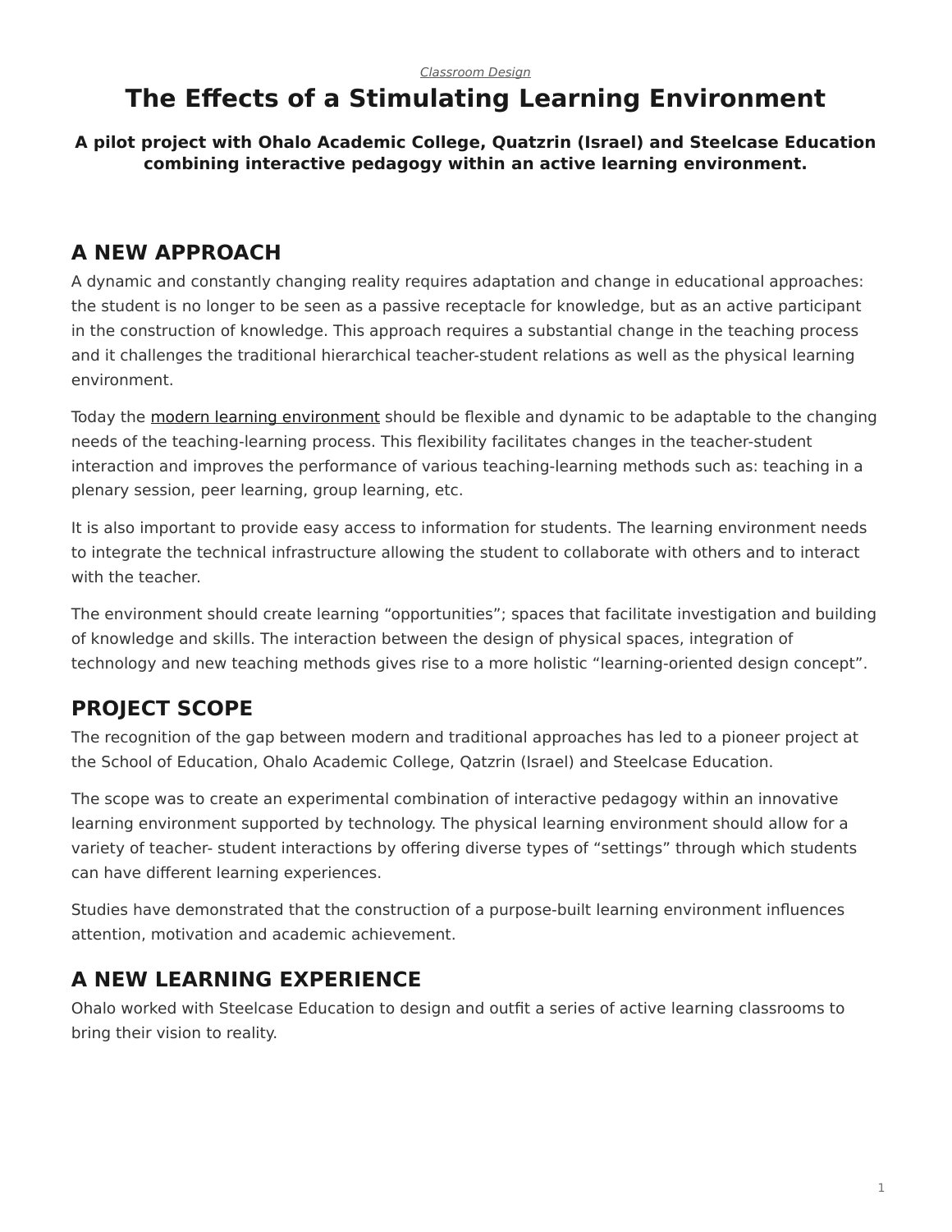*Classroom Design*

# The Effects of a Stimulating Learning Environment

**A pilot project with Ohalo Academic College, Quatzrin (Israel) and Steelcase Education combining interactive pedagogy within an active learning environment.**

## A NEW APPROACH

A dynamic and constantly changing reality requires adaptation and change in educational approaches: the student is no longer to be seen as a passive receptacle for knowledge, but as an active participant in the construction of knowledge. This approach requires a substantial change in the teaching process and it challenges the traditional hierarchical teacher-student relations as well as the physical learning environment.

Today the modern learning environment should be flexible and dynamic to be adaptable to the changing needs of the teaching-learning process. This flexibility facilitates changes in the teacher-student interaction and improves the performance of various teaching-learning methods such as: teaching in a plenary session, peer learning, group learning, etc.

It is also important to provide easy access to information for students. The learning environment needs to integrate the technical infrastructure allowing the student to collaborate with others and to interact with the teacher.

The environment should create learning "opportunities"; spaces that facilitate investigation and building of knowledge and skills. The interaction between the design of physical spaces, integration of technology and new teaching methods gives rise to a more holistic "learning-oriented design concept".

## PROJECT SCOPE

The recognition of the gap between modern and traditional approaches has led to a pioneer project at the School of Education, Ohalo Academic College, Qatzrin (Israel) and Steelcase Education.

The scope was to create an experimental combination of interactive pedagogy within an innovative learning environment supported by technology. The physical learning environment should allow for a variety of teacher- student interactions by offering diverse types of "settings" through which students can have different learning experiences.

Studies have demonstrated that the construction of a purpose-built learning environment influences attention, motivation and academic achievement.

## A NEW LEARNING EXPERIENCE

Ohalo worked with Steelcase Education to design and outfit a series of active learning classrooms to bring their vision to reality.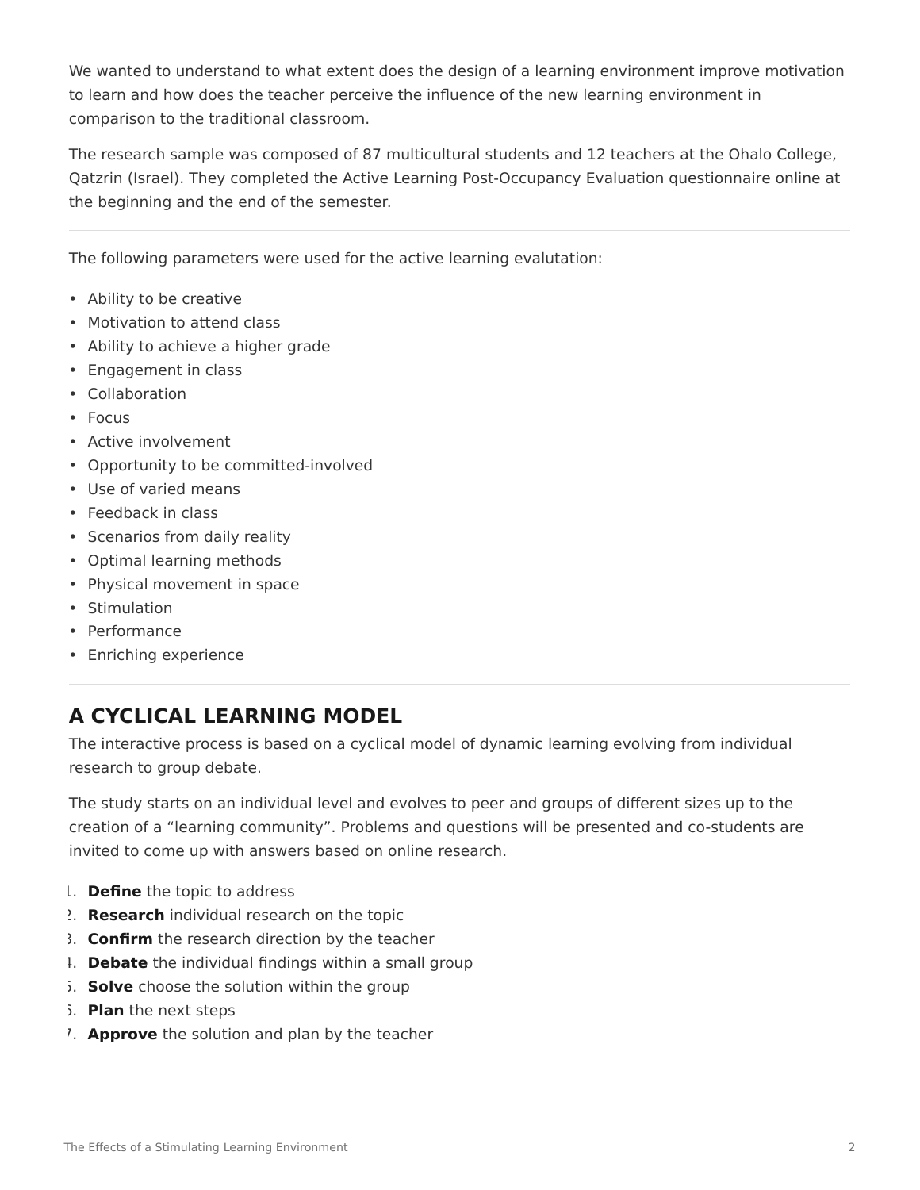We wanted to understand to what extent does the design of a learning environment improve motivation to learn and how does the teacher perceive the influence of the new learning environment in comparison to the traditional classroom.

The research sample was composed of 87 multicultural students and 12 teachers at the Ohalo College, Qatzrin (Israel). They completed the Active Learning Post-Occupancy Evaluation questionnaire online at the beginning and the end of the semester.

---

The following parameters were used for the active learning evalutation:

- Ability to be creative
- Motivation to attend class
- Ability to achieve a higher grade
- Engagement in class
- Collaboration
- Focus
- Active involvement
- Opportunity to be committed-involved
- Use of varied means
- Feedback in class
- Scenarios from daily reality
- Optimal learning methods
- Physical movement in space
- Stimulation
- Performance
- Enriching experience

---

## A CYCLICAL LEARNING MODEL

The interactive process is based on a cyclical model of dynamic learning evolving from individual research to group debate.

The study starts on an individual level and evolves to peer and groups of different sizes up to the creation of a "learning community". Problems and questions will be presented and co-students are invited to come up with answers based on online research.

1. **Define** the topic to address
2. **Research** individual research on the topic
3. **Confirm** the research direction by the teacher
4. **Debate** the individual findings within a small group
5. **Solve** choose the solution within the group
6. **Plan** the next steps
7. **Approve** the solution and plan by the teacher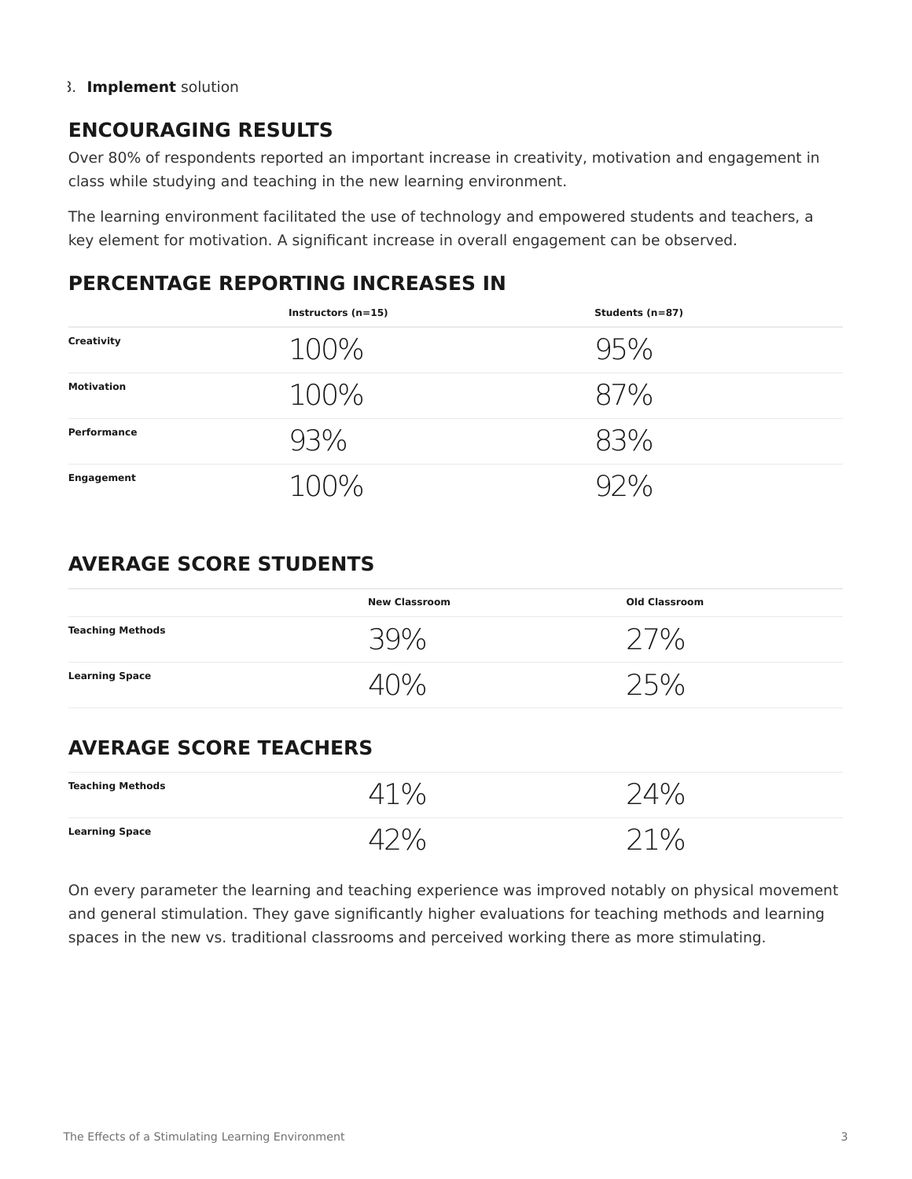3. **Implement** solution

## ENCOURAGING RESULTS

Over 80% of respondents reported an important increase in creativity, motivation and engagement in class while studying and teaching in the new learning environment.

The learning environment facilitated the use of technology and empowered students and teachers, a key element for motivation. A significant increase in overall engagement can be observed.

## PERCENTAGE REPORTING INCREASES IN

| | Instructors (n=15) | Students (n=87) |
|---|---|---|
| Creativity | 100% | 95% |
| Motivation | 100% | 87% |
| Performance | 93% | 83% |
| Engagement | 100% | 92% |

## AVERAGE SCORE STUDENTS

| | New Classroom | Old Classroom |
|---|---|---|
| Teaching Methods | 39% | 27% |
| Learning Space | 40% | 25% |

## AVERAGE SCORE TEACHERS

| | | |
|---|---|---|
| Teaching Methods | 41% | 24% |
| Learning Space | 42% | 21% |

On every parameter the learning and teaching experience was improved notably on physical movement and general stimulation. They gave significantly higher evaluations for teaching methods and learning spaces in the new vs. traditional classrooms and perceived working there as more stimulating.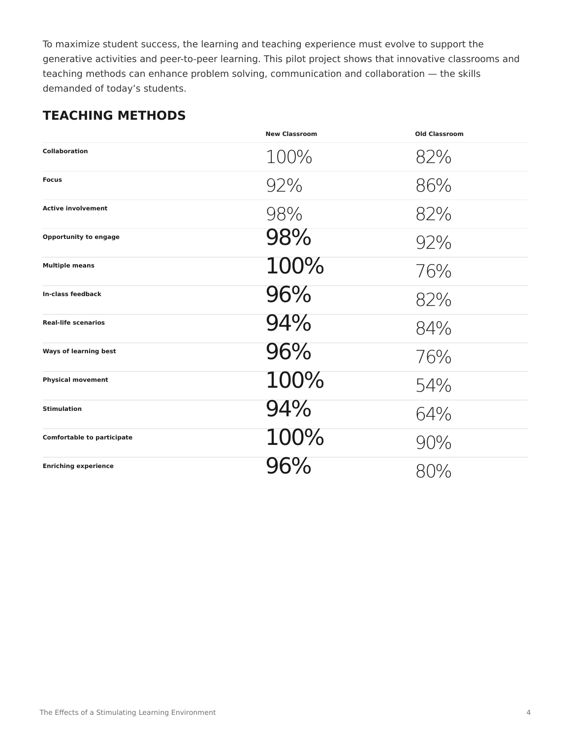To maximize student success, the learning and teaching experience must evolve to support the generative activities and peer-to-peer learning. This pilot project shows that innovative classrooms and teaching methods can enhance problem solving, communication and collaboration — the skills demanded of today's students.

## TEACHING METHODS

| | New Classroom | Old Classroom |
|---|---|---|
| Collaboration | 100% | 82% |
| Focus | 92% | 86% |
| Active involvement | 98% | 82% |
| Opportunity to engage | 98% | 92% |
| Multiple means | 100% | 76% |
| In-class feedback | 96% | 82% |
| Real-life scenarios | 94% | 84% |
| Ways of learning best | 96% | 76% |
| Physical movement | 100% | 54% |
| Stimulation | 94% | 64% |
| Comfortable to participate | 100% | 90% |
| Enriching experience | 96% | 80% |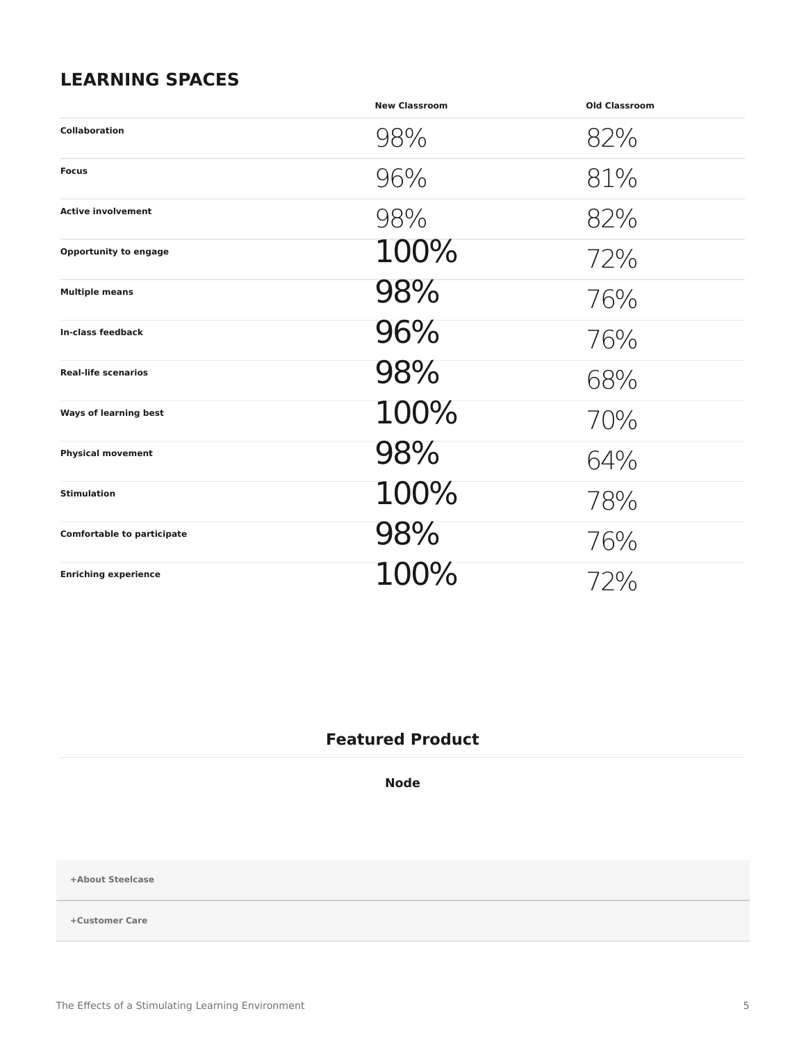## LEARNING SPACES

| | New Classroom | Old Classroom |
|---|---|---|
| **Collaboration** | 98% | 82% |
| **Focus** | 96% | 81% |
| **Active involvement** | 98% | 82% |
| **Opportunity to engage** | 100% | 72% |
| **Multiple means** | 98% | 76% |
| **In-class feedback** | 96% | 76% |
| **Real-life scenarios** | 98% | 68% |
| **Ways of learning best** | 100% | 70% |
| **Physical movement** | 98% | 64% |
| **Stimulation** | 100% | 78% |
| **Comfortable to participate** | 98% | 76% |
| **Enriching experience** | 100% | 72% |

## Featured Product

**Node**

**+About Steelcase**

**+Customer Care**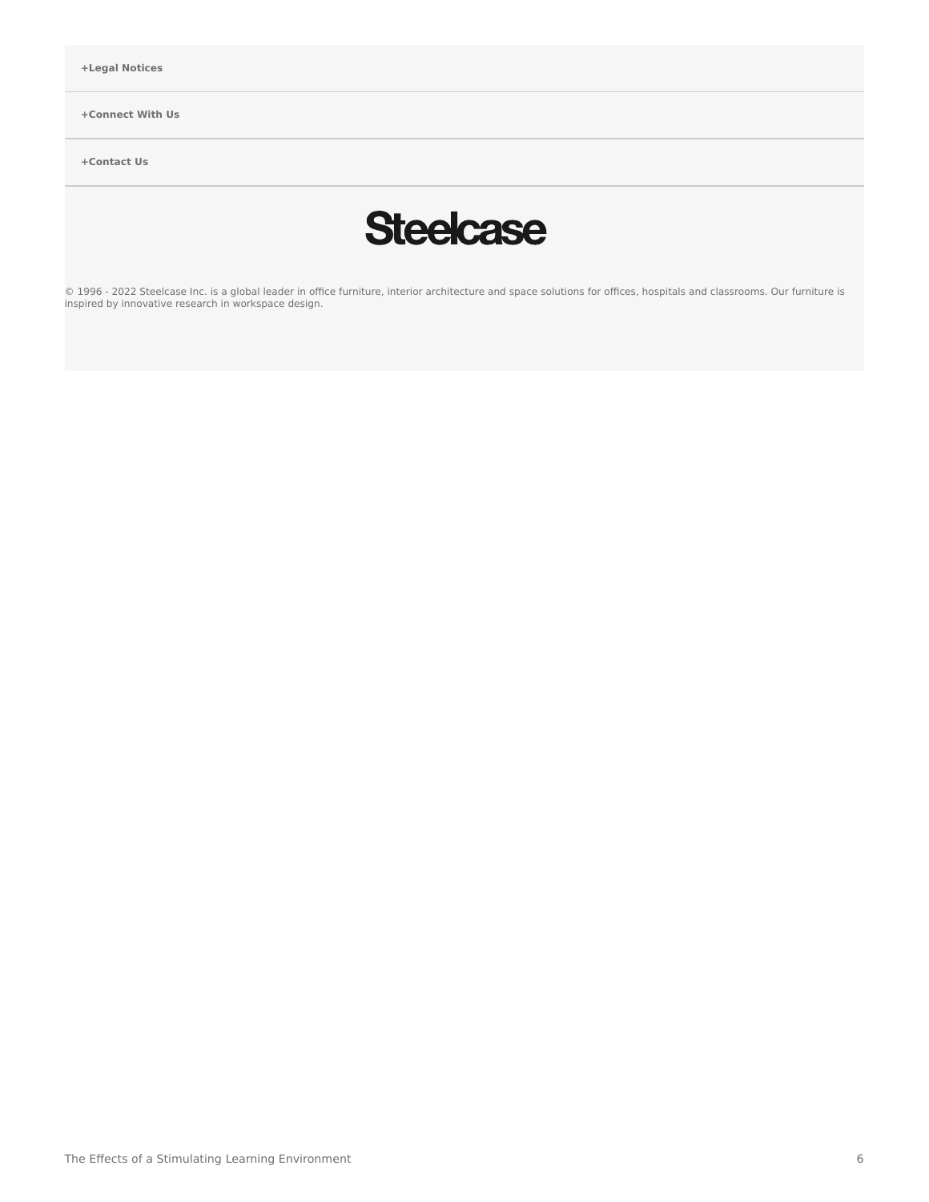**+Legal Notices**

**+Connect With Us**

**+Contact Us**

Steelcase

© 1996 - 2022 Steelcase Inc. is a global leader in office furniture, interior architecture and space solutions for offices, hospitals and classrooms. Our furniture is inspired by innovative research in workspace design.